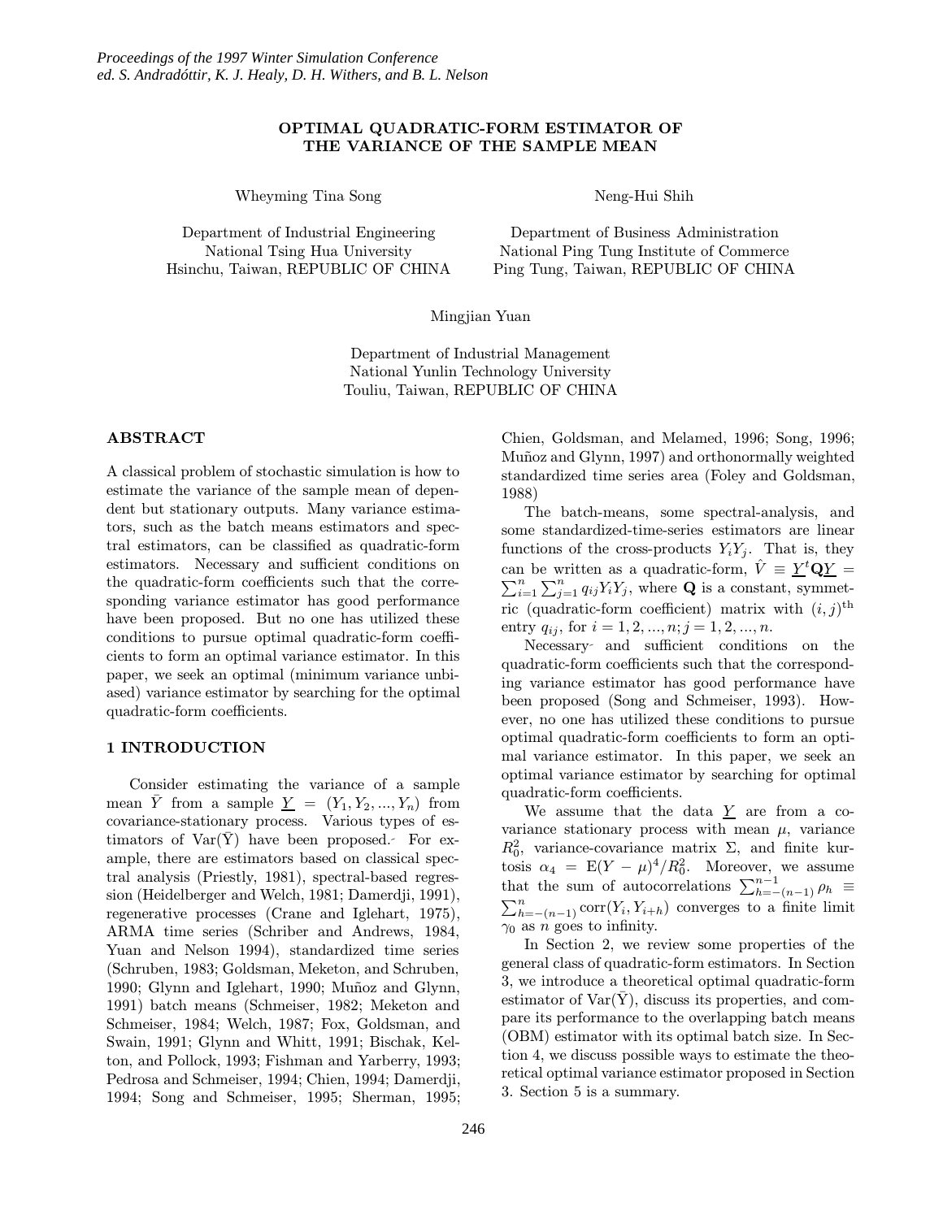# OPTIMAL QUADRATIC-FORM ESTIMATOR OF THE VARIANCE OF THE SAMPLE MEAN

Wheyming Tina Song

Department of Industrial Engineering
National Tsing Hua University
Hsinchu, Taiwan, REPUBLIC OF CHINA

Neng-Hui Shih

Department of Business Administration
National Ping Tung Institute of Commerce
Ping Tung, Taiwan, REPUBLIC OF CHINA

Mingjian Yuan

Department of Industrial Management
National Yunlin Technology University
Touliu, Taiwan, REPUBLIC OF CHINA

## ABSTRACT

A classical problem of stochastic simulation is how to estimate the variance of the sample mean of dependent but stationary outputs. Many variance estimators, such as the batch means estimators and spectral estimators, can be classified as quadratic-form estimators. Necessary and sufficient conditions on the quadratic-form coefficients such that the corresponding variance estimator has good performance have been proposed. But no one has utilized these conditions to pursue optimal quadratic-form coefficients to form an optimal variance estimator. In this paper, we seek an optimal (minimum variance unbiased) variance estimator by searching for the optimal quadratic-form coefficients.

## 1 INTRODUCTION

Consider estimating the variance of a sample mean $\bar{Y}$ from a sample $\underline{Y} = (Y_1, Y_2, ..., Y_n)$ from covariance-stationary process. Various types of estimators of $\mathrm{Var}(\bar{Y})$ have been proposed. For example, there are estimators based on classical spectral analysis (Priestly, 1981), spectral-based regression (Heidelberger and Welch, 1981; Damerdji, 1991), regenerative processes (Crane and Iglehart, 1975), ARMA time series (Schriber and Andrews, 1984, Yuan and Nelson 1994), standardized time series (Schruben, 1983; Goldsman, Meketon, and Schruben, 1990; Glynn and Iglehart, 1990; Muñoz and Glynn, 1991) batch means (Schmeiser, 1982; Meketon and Schmeiser, 1984; Welch, 1987; Fox, Goldsman, and Swain, 1991; Glynn and Whitt, 1991; Bischak, Kelton, and Pollock, 1993; Fishman and Yarberry, 1993; Pedrosa and Schmeiser, 1994; Chien, 1994; Damerdji, 1994; Song and Schmeiser, 1995; Sherman, 1995; Chien, Goldsman, and Melamed, 1996; Song, 1996; Muñoz and Glynn, 1997) and orthonormally weighted standardized time series area (Foley and Goldsman, 1988)

The batch-means, some spectral-analysis, and some standardized-time-series estimators are linear functions of the cross-products $Y_iY_j$. That is, they can be written as a quadratic-form, $\hat{V} \equiv \underline{Y}^t\mathbf{Q}\underline{Y} = \sum_{i=1}^n \sum_{j=1}^n q_{ij}Y_iY_j$, where $\mathbf{Q}$ is a constant, symmetric (quadratic-form coefficient) matrix with $(i,j)^{\text{th}}$ entry $q_{ij}$, for $i = 1, 2, ..., n; j = 1, 2, ..., n$.

Necessary and sufficient conditions on the quadratic-form coefficients such that the corresponding variance estimator has good performance have been proposed (Song and Schmeiser, 1993). However, no one has utilized these conditions to pursue optimal quadratic-form coefficients to form an optimal variance estimator. In this paper, we seek an optimal variance estimator by searching for optimal quadratic-form coefficients.

We assume that the data $\underline{Y}$ are from a covariance stationary process with mean $\mu$, variance $R_0^2$, variance-covariance matrix $\Sigma$, and finite kurtosis $\alpha_4 = \mathrm{E}(Y-\mu)^4/R_0^2$. Moreover, we assume that the sum of autocorrelations $\sum_{h=-(n-1)}^{n-1} \rho_h \equiv \sum_{h=-(n-1)}^{n} \mathrm{corr}(Y_i, Y_{i+h})$ converges to a finite limit $\gamma_0$ as $n$ goes to infinity.

In Section 2, we review some properties of the general class of quadratic-form estimators. In Section 3, we introduce a theoretical optimal quadratic-form estimator of $\mathrm{Var}(\bar{Y})$, discuss its properties, and compare its performance to the overlapping batch means (OBM) estimator with its optimal batch size. In Section 4, we discuss possible ways to estimate the theoretical optimal variance estimator proposed in Section 3. Section 5 is a summary.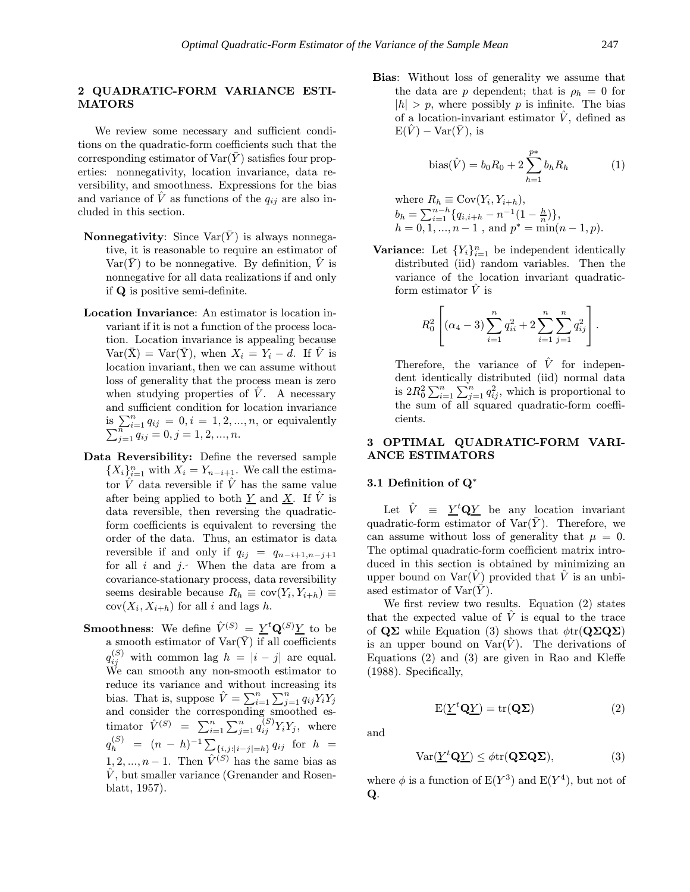## 2 QUADRATIC-FORM VARIANCE ESTIMATORS

We review some necessary and sufficient conditions on the quadratic-form coefficients such that the corresponding estimator of $\text{Var}(\bar{Y})$ satisfies four properties: nonnegativity, location invariance, data reversibility, and smoothness. Expressions for the bias and variance of $\hat{V}$ as functions of the $q_{ij}$ are also included in this section.

**Nonnegativity**: Since $\text{Var}(\bar{Y})$ is always nonnegative, it is reasonable to require an estimator of $\text{Var}(\bar{Y})$ to be nonnegative. By definition, $\hat{V}$ is nonnegative for all data realizations if and only if $\mathbf{Q}$ is positive semi-definite.

**Location Invariance**: An estimator is location invariant if it is not a function of the process location. Location invariance is appealing because $\text{Var}(\bar{X}) = \text{Var}(\bar{Y})$, when $X_i = Y_i - d$. If $\hat{V}$ is location invariant, then we can assume without loss of generality that the process mean is zero when studying properties of $\hat{V}$. A necessary and sufficient condition for location invariance is $\sum_{i=1}^{n} q_{ij} = 0, i = 1, 2, ..., n$, or equivalently $\sum_{j=1}^{n} q_{ij} = 0, j = 1, 2, ..., n$.

**Data Reversibility:** Define the reversed sample $\{X_i\}_{i=1}^{n}$ with $X_i = Y_{n-i+1}$. We call the estimator $\hat{V}$ data reversible if $\hat{V}$ has the same value after being applied to both $\underline{Y}$ and $\underline{X}$. If $\hat{V}$ is data reversible, then reversing the quadratic-form coefficients is equivalent to reversing the order of the data. Thus, an estimator is data reversible if and only if $q_{ij} = q_{n-i+1,n-j+1}$ for all $i$ and $j$. When the data are from a covariance-stationary process, data reversibility seems desirable because $R_h \equiv \text{cov}(Y_i, Y_{i+h}) \equiv \text{cov}(X_i, X_{i+h})$ for all $i$ and lags $h$.

**Smoothness**: We define $\hat{V}^{(S)} = \underline{Y}^t\mathbf{Q}^{(S)}\underline{Y}$ to be a smooth estimator of $\text{Var}(\bar{Y})$ if all coefficients $q_{ij}^{(S)}$ with common lag $h = |i - j|$ are equal. We can smooth any non-smooth estimator to reduce its variance and without increasing its bias. That is, suppose $\hat{V} = \sum_{i=1}^{n}\sum_{j=1}^{n} q_{ij}Y_iY_j$ and consider the corresponding smoothed estimator $\hat{V}^{(S)} = \sum_{i=1}^{n}\sum_{j=1}^{n} q_{ij}^{(S)}Y_iY_j$, where $q_h^{(S)} = (n-h)^{-1}\sum_{\{i,j:|i-j|=h\}} q_{ij}$ for $h = 1, 2, ..., n-1$. Then $\hat{V}^{(S)}$ has the same bias as $\hat{V}$, but smaller variance (Grenander and Rosenblatt, 1957).

**Bias**: Without loss of generality we assume that the data are $p$ dependent; that is $\rho_h = 0$ for $|h| > p$, where possibly $p$ is infinite. The bias of a location-invariant estimator $\hat{V}$, defined as $\text{E}(\hat{V}) - \text{Var}(\bar{Y})$, is

$$\text{bias}(\hat{V}) = b_0R_0 + 2\sum_{h=1}^{p*} b_hR_h \qquad (1)$$

where $R_h \equiv \text{Cov}(Y_i, Y_{i+h})$,
$b_h = \sum_{i=1}^{n-h}\{q_{i,i+h} - n^{-1}(1 - \frac{h}{n})\}$,
$h = 0, 1, ..., n-1$ , and $p^* = \min(n-1, p)$.

**Variance**: Let $\{Y_i\}_{i=1}^{n}$ be independent identically distributed (iid) random variables. Then the variance of the location invariant quadratic-form estimator $\hat{V}$ is

$$R_0^2\left[(\alpha_4 - 3)\sum_{i=1}^{n} q_{ii}^2 + 2\sum_{i=1}^{n}\sum_{j=1}^{n} q_{ij}^2\right].$$

Therefore, the variance of $\hat{V}$ for independent identically distributed (iid) normal data is $2R_0^2\sum_{i=1}^{n}\sum_{j=1}^{n} q_{ij}^2$, which is proportional to the sum of all squared quadratic-form coefficients.

## 3 OPTIMAL QUADRATIC-FORM VARIANCE ESTIMATORS

### 3.1 Definition of $\mathbf{Q}^*$

Let $\hat{V} \equiv \underline{Y}^t\mathbf{Q}\underline{Y}$ be any location invariant quadratic-form estimator of $\text{Var}(\bar{Y})$. Therefore, we can assume without loss of generality that $\mu = 0$. The optimal quadratic-form coefficient matrix introduced in this section is obtained by minimizing an upper bound on $\text{Var}(\hat{V})$ provided that $\hat{V}$ is an unbiased estimator of $\text{Var}(\bar{Y})$.

We first review two results. Equation (2) states that the expected value of $\hat{V}$ is equal to the trace of $\mathbf{Q\Sigma}$ while Equation (3) shows that $\phi\text{tr}(\mathbf{Q\Sigma Q\Sigma})$ is an upper bound on $\text{Var}(\hat{V})$. The derivations of Equations (2) and (3) are given in Rao and Kleffe (1988). Specifically,

$$\text{E}(\underline{Y}^t\mathbf{Q}\underline{Y}) = \text{tr}(\mathbf{Q\Sigma}) \qquad (2)$$

and

$$\text{Var}(\underline{Y}^t\mathbf{Q}\underline{Y}) \leq \phi\text{tr}(\mathbf{Q\Sigma Q\Sigma}), \qquad (3)$$

where $\phi$ is a function of $\text{E}(Y^3)$ and $\text{E}(Y^4)$, but not of $\mathbf{Q}$.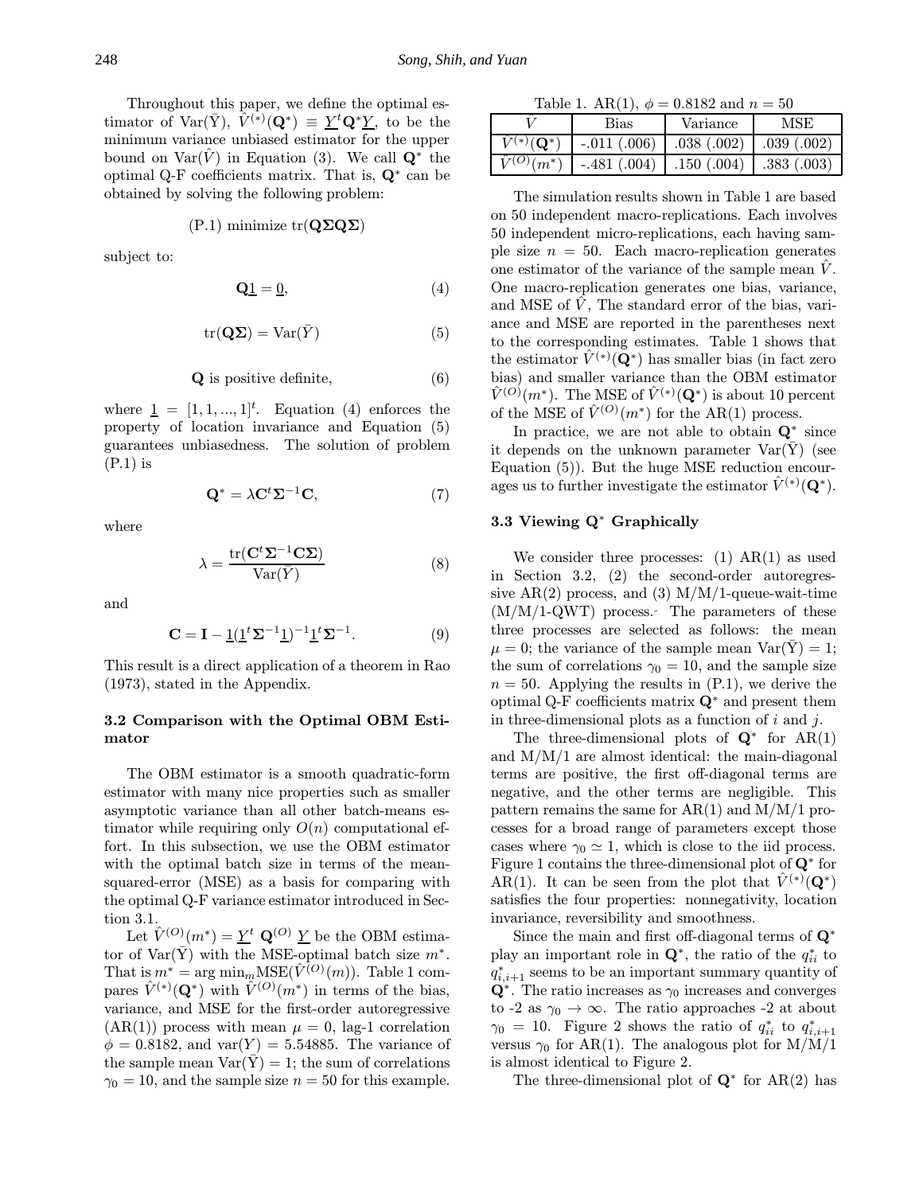Throughout this paper, we define the optimal estimator of $\text{Var}(\bar{Y})$, $\hat{V}^{(*)}(\mathbf{Q}^*) \equiv \underline{Y}^t\mathbf{Q}^*\underline{Y}$, to be the minimum variance unbiased estimator for the upper bound on $\text{Var}(\hat{V})$ in Equation (3). We call $\mathbf{Q}^*$ the optimal Q-F coefficients matrix. That is, $\mathbf{Q}^*$ can be obtained by solving the following problem:

$$\text{(P.1) minimize } \text{tr}(\mathbf{Q\Sigma Q\Sigma})$$

subject to:

$$\mathbf{Q}\underline{1} = \underline{0}, \tag{4}$$

$$\text{tr}(\mathbf{Q\Sigma}) = \text{Var}(\bar{Y}) \tag{5}$$

$$\mathbf{Q} \text{ is positive definite,} \tag{6}$$

where $\underline{1} = [1, 1, ..., 1]^t$. Equation (4) enforces the property of location invariance and Equation (5) guarantees unbiasedness. The solution of problem (P.1) is

$$\mathbf{Q}^* = \lambda \mathbf{C}^t\mathbf{\Sigma}^{-1}\mathbf{C}, \tag{7}$$

where

$$\lambda = \frac{\text{tr}(\mathbf{C}^t\mathbf{\Sigma}^{-1}\mathbf{C\Sigma})}{\text{Var}(\bar{Y})} \tag{8}$$

and

$$\mathbf{C} = \mathbf{I} - \underline{1}(\underline{1}^t\mathbf{\Sigma}^{-1}\underline{1})^{-1}\underline{1}^t\mathbf{\Sigma}^{-1}. \tag{9}$$

This result is a direct application of a theorem in Rao (1973), stated in the Appendix.

### 3.2 Comparison with the Optimal OBM Estimator

The OBM estimator is a smooth quadratic-form estimator with many nice properties such as smaller asymptotic variance than all other batch-means estimator while requiring only $O(n)$ computational effort. In this subsection, we use the OBM estimator with the optimal batch size in terms of the mean-squared-error (MSE) as a basis for comparing with the optimal Q-F variance estimator introduced in Section 3.1.

Let $\hat{V}^{(O)}(m^*) = \underline{Y}^t\ \mathbf{Q}^{(O)}\ \underline{Y}$ be the OBM estimator of $\text{Var}(\bar{Y})$ with the MSE-optimal batch size $m^*$. That is $m^* = \arg\min_m \text{MSE}(\hat{V}^{(O)}(m))$. Table 1 compares $\hat{V}^{(*)}(\mathbf{Q}^*)$ with $\hat{V}^{(O)}(m^*)$ in terms of the bias, variance, and MSE for the first-order autoregressive (AR(1)) process with mean $\mu = 0$, lag-1 correlation $\phi = 0.8182$, and $\text{var}(Y) = 5.54885$. The variance of the sample mean $\text{Var}(\bar{Y}) = 1$; the sum of correlations $\gamma_0 = 10$, and the sample size $n = 50$ for this example.

Table 1. AR(1), $\phi = 0.8182$ and $n = 50$

| $\hat{V}$ | Bias | Variance | MSE |
|---|---|---|---|
| $\hat{V}^{(*)}(\mathbf{Q}^*)$ | -.011 (.006) | .038 (.002) | .039 (.002) |
| $\hat{V}^{(O)}(m^*)$ | -.481 (.004) | .150 (.004) | .383 (.003) |

The simulation results shown in Table 1 are based on 50 independent macro-replications. Each involves 50 independent micro-replications, each having sample size $n = 50$. Each macro-replication generates one estimator of the variance of the sample mean $\hat{V}$. One macro-replication generates one bias, variance, and MSE of $\hat{V}$, The standard error of the bias, variance and MSE are reported in the parentheses next to the corresponding estimates. Table 1 shows that the estimator $\hat{V}^{(*)}(\mathbf{Q}^*)$ has smaller bias (in fact zero bias) and smaller variance than the OBM estimator $\hat{V}^{(O)}(m^*)$. The MSE of $\hat{V}^{(*)}(\mathbf{Q}^*)$ is about 10 percent of the MSE of $\hat{V}^{(O)}(m^*)$ for the AR(1) process.

In practice, we are not able to obtain $\mathbf{Q}^*$ since it depends on the unknown parameter $\text{Var}(\bar{Y})$ (see Equation (5)). But the huge MSE reduction encourages us to further investigate the estimator $\hat{V}^{(*)}(\mathbf{Q}^*)$.

### 3.3 Viewing $\mathbf{Q}^*$ Graphically

We consider three processes: (1) AR(1) as used in Section 3.2, (2) the second-order autoregressive AR(2) process, and (3) M/M/1-queue-wait-time (M/M/1-QWT) process. The parameters of these three processes are selected as follows: the mean $\mu = 0$; the variance of the sample mean $\text{Var}(\bar{Y}) = 1$; the sum of correlations $\gamma_0 = 10$, and the sample size $n = 50$. Applying the results in (P.1), we derive the optimal Q-F coefficients matrix $\mathbf{Q}^*$ and present them in three-dimensional plots as a function of $i$ and $j$.

The three-dimensional plots of $\mathbf{Q}^*$ for AR(1) and M/M/1 are almost identical: the main-diagonal terms are positive, the first off-diagonal terms are negative, and the other terms are negligible. This pattern remains the same for AR(1) and M/M/1 processes for a broad range of parameters except those cases where $\gamma_0 \simeq 1$, which is close to the iid process. Figure 1 contains the three-dimensional plot of $\mathbf{Q}^*$ for AR(1). It can be seen from the plot that $\hat{V}^{(*)}(\mathbf{Q}^*)$ satisfies the four properties: nonnegativity, location invariance, reversibility and smoothness.

Since the main and first off-diagonal terms of $\mathbf{Q}^*$ play an important role in $\mathbf{Q}^*$, the ratio of the $q^*_{ii}$ to $q^*_{i,i+1}$ seems to be an important summary quantity of $\mathbf{Q}^*$. The ratio increases as $\gamma_0$ increases and converges to -2 as $\gamma_0 \to \infty$. The ratio approaches -2 at about $\gamma_0 = 10$. Figure 2 shows the ratio of $q^*_{ii}$ to $q^*_{i,i+1}$ versus $\gamma_0$ for AR(1). The analogous plot for M/M/1 is almost identical to Figure 2.

The three-dimensional plot of $\mathbf{Q}^*$ for AR(2) has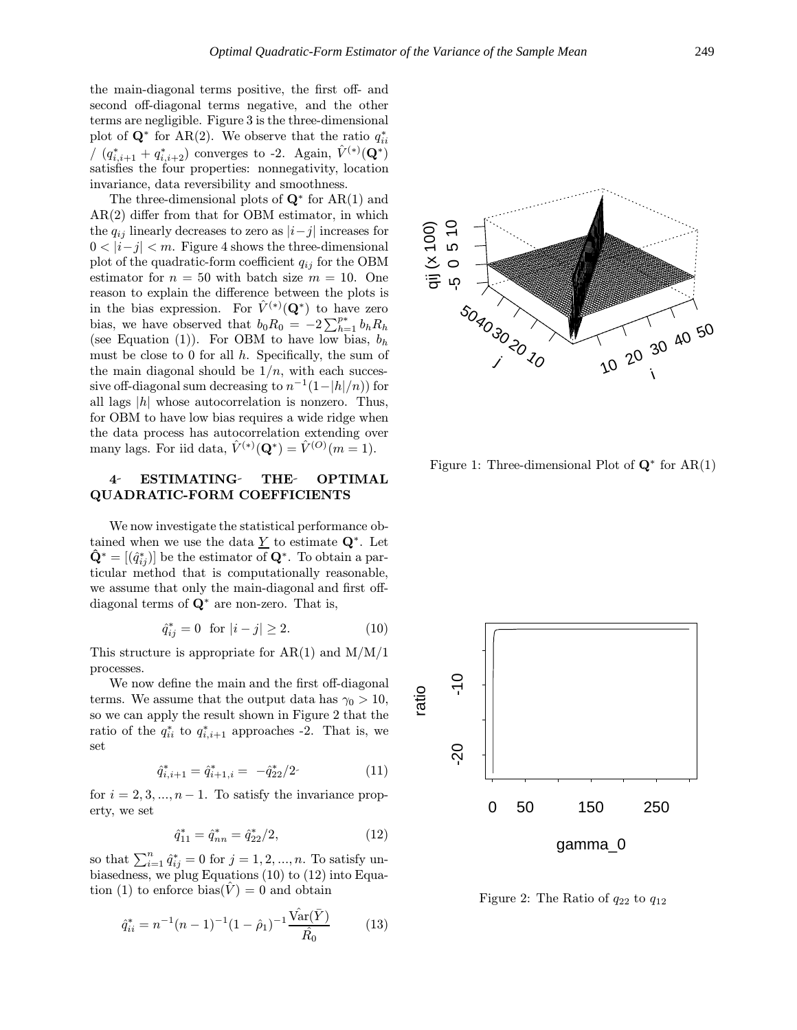the main-diagonal terms positive, the first off- and second off-diagonal terms negative, and the other terms are negligible. Figure 3 is the three-dimensional plot of $\mathbf{Q}^*$ for AR(2). We observe that the ratio $q^*_{ii}$ / $(q^*_{i,i+1} + q^*_{i,i+2})$ converges to -2. Again, $\hat{V}^{(*)}(\mathbf{Q}^*)$ satisfies the four properties: nonnegativity, location invariance, data reversibility and smoothness.

The three-dimensional plots of $\mathbf{Q}^*$ for AR(1) and AR(2) differ from that for OBM estimator, in which the $q_{ij}$ linearly decreases to zero as $|i-j|$ increases for $0 < |i-j| < m$. Figure 4 shows the three-dimensional plot of the quadratic-form coefficient $q_{ij}$ for the OBM estimator for $n = 50$ with batch size $m = 10$. One reason to explain the difference between the plots is in the bias expression. For $\hat{V}^{(*)}(\mathbf{Q}^*)$ to have zero bias, we have observed that $b_0 R_0 = -2\sum_{h=1}^{p^*} b_h R_h$ (see Equation (1)). For OBM to have low bias, $b_h$ must be close to 0 for all $h$. Specifically, the sum of the main diagonal should be $1/n$, with each successive off-diagonal sum decreasing to $n^{-1}(1-|h|/n))$ for all lags $|h|$ whose autocorrelation is nonzero. Thus, for OBM to have low bias requires a wide ridge when the data process has autocorrelation extending over many lags. For iid data, $\hat{V}^{(*)}(\mathbf{Q}^*) = \hat{V}^{(O)}(m = 1)$.

Figure 1: Three-dimensional Plot of $\mathbf{Q}^*$ for AR(1)

## 4 ESTIMATING THE OPTIMAL QUADRATIC-FORM COEFFICIENTS

We now investigate the statistical performance obtained when we use the data $\underline{Y}$ to estimate $\mathbf{Q}^*$. Let $\hat{\mathbf{Q}}^* = [(\hat{q}^*_{ij})]$ be the estimator of $\mathbf{Q}^*$. To obtain a particular method that is computationally reasonable, we assume that only the main-diagonal and first off-diagonal terms of $\mathbf{Q}^*$ are non-zero. That is,

$$\hat{q}^*_{ij} = 0 \ \text{ for } |i-j| \geq 2. \tag{10}$$

This structure is appropriate for AR(1) and M/M/1 processes.

We now define the main and the first off-diagonal terms. We assume that the output data has $\gamma_0 > 10$, so we can apply the result shown in Figure 2 that the ratio of the $q^*_{ii}$ to $q^*_{i,i+1}$ approaches -2. That is, we set

$$\hat{q}^*_{i,i+1} = \hat{q}^*_{i+1,i} = -\hat{q}^*_{22}/2 \tag{11}$$

for $i = 2, 3, ..., n-1$. To satisfy the invariance property, we set

$$\hat{q}^*_{11} = \hat{q}^*_{nn} = \hat{q}^*_{22}/2, \tag{12}$$

so that $\sum_{i=1}^{n} \hat{q}^*_{ij} = 0$ for $j = 1, 2, ..., n$. To satisfy unbiasedness, we plug Equations (10) to (12) into Equation (1) to enforce bias$(\hat{V}) = 0$ and obtain

$$\hat{q}^*_{ii} = n^{-1}(n-1)^{-1}(1-\hat{\rho}_1)^{-1}\frac{\hat{\text{Var}}(\bar{Y})}{\hat{R}_0} \tag{13}$$

Figure 2: The Ratio of $q_{22}$ to $q_{12}$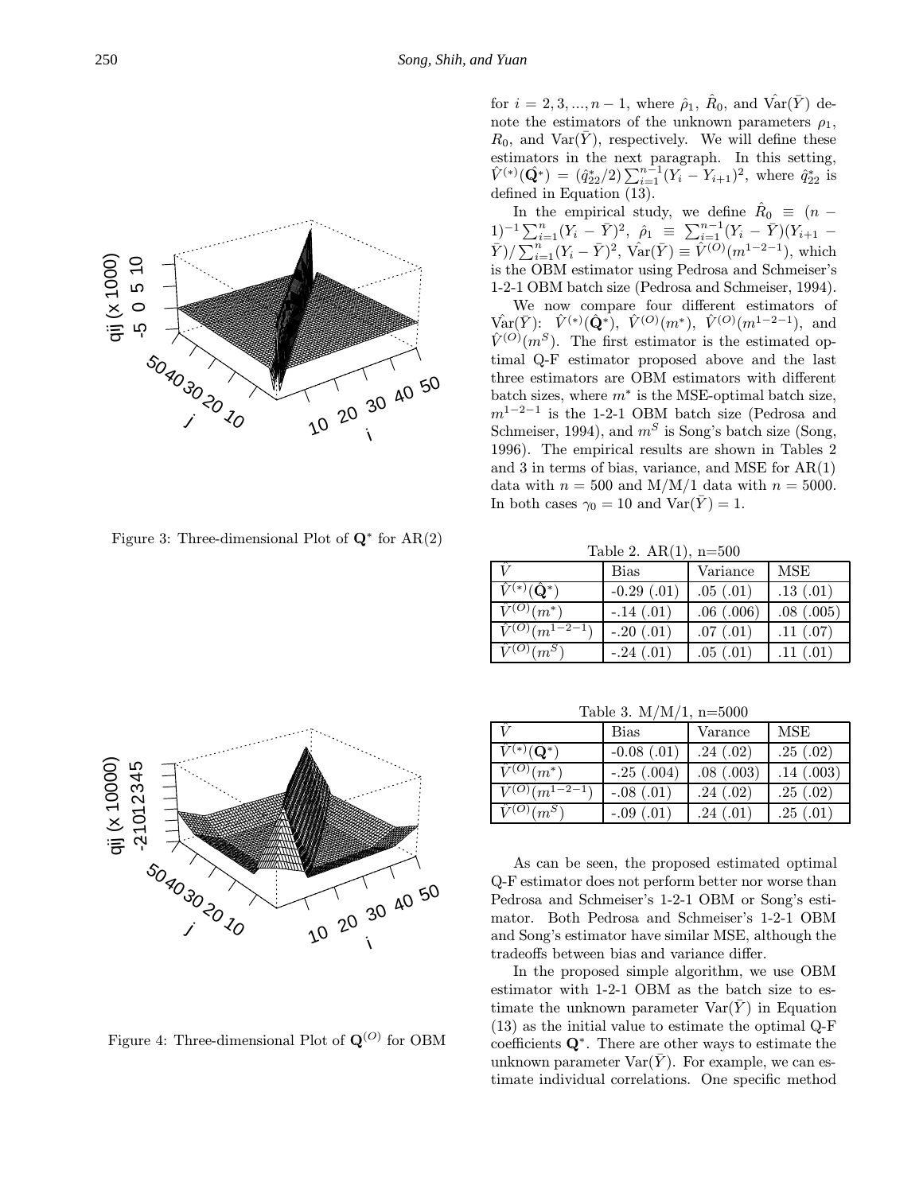Figure 3: Three-dimensional Plot of $\mathbf{Q}^*$ for AR(2)

Figure 4: Three-dimensional Plot of $\mathbf{Q}^{(O)}$ for OBM

for $i = 2, 3, ..., n-1$, where $\hat{\rho}_1$, $\hat{R}_0$, and $\hat{\text{Var}}(\bar{Y})$ denote the estimators of the unknown parameters $\rho_1$, $R_0$, and $\text{Var}(\bar{Y})$, respectively. We will define these estimators in the next paragraph. In this setting, $\hat{V}^{(*)}(\hat{\mathbf{Q}}^*) = (\hat{q}^*_{22}/2)\sum_{i=1}^{n-1}(Y_i - Y_{i+1})^2$, where $\hat{q}^*_{22}$ is defined in Equation (13).

In the empirical study, we define $\hat{R}_0 \equiv (n-1)^{-1}\sum_{i=1}^{n}(Y_i - \bar{Y})^2$, $\hat{\rho}_1 \equiv \sum_{i=1}^{n-1}(Y_i - \bar{Y})(Y_{i+1} - \bar{Y})/\sum_{i=1}^{n}(Y_i - \bar{Y})^2$, $\hat{\text{Var}}(\bar{Y}) \equiv \hat{V}^{(O)}(m^{1-2-1})$, which is the OBM estimator using Pedrosa and Schmeiser's 1-2-1 OBM batch size (Pedrosa and Schmeiser, 1994).

We now compare four different estimators of $\hat{\text{Var}}(\bar{Y})$: $\hat{V}^{(*)}(\hat{\mathbf{Q}}^*)$, $\hat{V}^{(O)}(m^*)$, $\hat{V}^{(O)}(m^{1-2-1})$, and $\hat{V}^{(O)}(m^S)$. The first estimator is the estimated optimal Q-F estimator proposed above and the last three estimators are OBM estimators with different batch sizes, where $m^*$ is the MSE-optimal batch size, $m^{1-2-1}$ is the 1-2-1 OBM batch size (Pedrosa and Schmeiser, 1994), and $m^S$ is Song's batch size (Song, 1996). The empirical results are shown in Tables 2 and 3 in terms of bias, variance, and MSE for AR(1) data with $n = 500$ and M/M/1 data with $n = 5000$. In both cases $\gamma_0 = 10$ and $\text{Var}(\bar{Y}) = 1$.

Table 2. AR(1), n=500

| $\hat{V}$ | Bias | Variance | MSE |
|---|---|---|---|
| $\hat{V}^{(*)}(\hat{\mathbf{Q}}^*)$ | -0.29 (.01) | .05 (.01) | .13 (.01) |
| $\hat{V}^{(O)}(m^*)$ | -.14 (.01) | .06 (.006) | .08 (.005) |
| $\hat{V}^{(O)}(m^{1-2-1})$ | -.20 (.01) | .07 (.01) | .11 (.07) |
| $\hat{V}^{(O)}(m^S)$ | -.24 (.01) | .05 (.01) | .11 (.01) |

Table 3. M/M/1, n=5000

| $\hat{V}$ | Bias | Varance | MSE |
|---|---|---|---|
| $\hat{V}^{(*)}(\hat{\mathbf{Q}}^*)$ | -0.08 (.01) | .24 (.02) | .25 (.02) |
| $\hat{V}^{(O)}(m^*)$ | -.25 (.004) | .08 (.003) | .14 (.003) |
| $\hat{V}^{(O)}(m^{1-2-1})$ | -.08 (.01) | .24 (.02) | .25 (.02) |
| $\hat{V}^{(O)}(m^S)$ | -.09 (.01) | .24 (.01) | .25 (.01) |

As can be seen, the proposed estimated optimal Q-F estimator does not perform better nor worse than Pedrosa and Schmeiser's 1-2-1 OBM or Song's estimator. Both Pedrosa and Schmeiser's 1-2-1 OBM and Song's estimator have similar MSE, although the tradeoffs between bias and variance differ.

In the proposed simple algorithm, we use OBM estimator with 1-2-1 OBM as the batch size to estimate the unknown parameter $\text{Var}(\bar{Y})$ in Equation (13) as the initial value to estimate the optimal Q-F coefficients $\mathbf{Q}^*$. There are other ways to estimate the unknown parameter $\text{Var}(\bar{Y})$. For example, we can estimate individual correlations. One specific method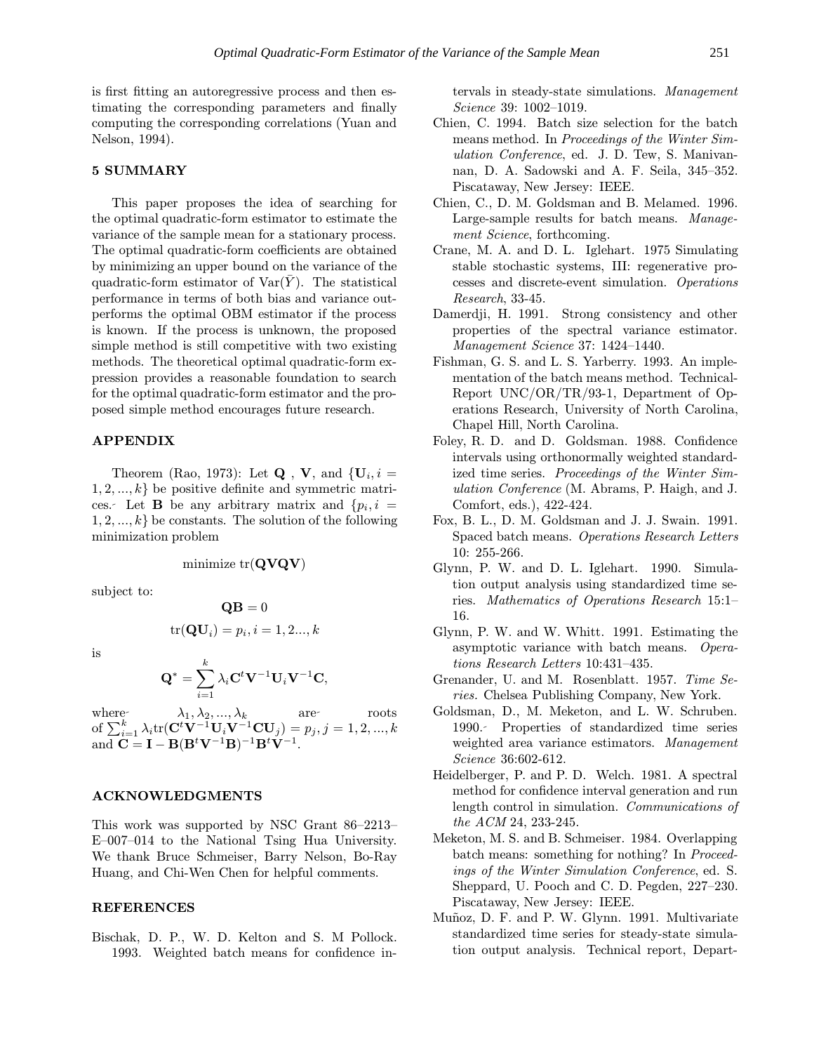is first fitting an autoregressive process and then estimating the corresponding parameters and finally computing the corresponding correlations (Yuan and Nelson, 1994).

## 5 SUMMARY

This paper proposes the idea of searching for the optimal quadratic-form estimator to estimate the variance of the sample mean for a stationary process. The optimal quadratic-form coefficients are obtained by minimizing an upper bound on the variance of the quadratic-form estimator of $\mathrm{Var}(\bar{Y})$. The statistical performance in terms of both bias and variance outperforms the optimal OBM estimator if the process is known. If the process is unknown, the proposed simple method is still competitive with two existing methods. The theoretical optimal quadratic-form expression provides a reasonable foundation to search for the optimal quadratic-form estimator and the proposed simple method encourages future research.

## APPENDIX

Theorem (Rao, 1973): Let $\mathbf{Q}$ , $\mathbf{V}$, and $\{\mathbf{U}_i, i = 1, 2, ..., k\}$ be positive definite and symmetric matrices. Let $\mathbf{B}$ be any arbitrary matrix and $\{p_i, i = 1, 2, ..., k\}$ be constants. The solution of the following minimization problem

$$\text{minimize tr}(\mathbf{QVQV})$$

subject to:

$$\mathbf{QB} = 0$$

$$\mathrm{tr}(\mathbf{QU}_i) = p_i, i = 1, 2..., k$$

is

$$\mathbf{Q}^* = \sum_{i=1}^{k} \lambda_i \mathbf{C}^t \mathbf{V}^{-1} \mathbf{U}_i \mathbf{V}^{-1} \mathbf{C},$$

where $\lambda_1, \lambda_2, ..., \lambda_k$ are roots of $\sum_{i=1}^{k} \lambda_i \mathrm{tr}(\mathbf{C}^t \mathbf{V}^{-1} \mathbf{U}_i \mathbf{V}^{-1} \mathbf{C} \mathbf{U}_j) = p_j, j = 1, 2, ..., k$ and $\mathbf{C} = \mathbf{I} - \mathbf{B}(\mathbf{B}^t \mathbf{V}^{-1} \mathbf{B})^{-1} \mathbf{B}^t \mathbf{V}^{-1}$.

## ACKNOWLEDGMENTS

This work was supported by NSC Grant 86–2213–E–007–014 to the National Tsing Hua University. We thank Bruce Schmeiser, Barry Nelson, Bo-Ray Huang, and Chi-Wen Chen for helpful comments.

## REFERENCES

Bischak, D. P., W. D. Kelton and S. M Pollock. 1993. Weighted batch means for confidence intervals in steady-state simulations. *Management Science* 39: 1002–1019.

Chien, C. 1994. Batch size selection for the batch means method. In *Proceedings of the Winter Simulation Conference*, ed. J. D. Tew, S. Manivannan, D. A. Sadowski and A. F. Seila, 345–352. Piscataway, New Jersey: IEEE.

Chien, C., D. M. Goldsman and B. Melamed. 1996. Large-sample results for batch means. *Management Science*, forthcoming.

Crane, M. A. and D. L. Iglehart. 1975 Simulating stable stochastic systems, III: regenerative processes and discrete-event simulation. *Operations Research*, 33-45.

Damerdji, H. 1991. Strong consistency and other properties of the spectral variance estimator. *Management Science* 37: 1424–1440.

Fishman, G. S. and L. S. Yarberry. 1993. An implementation of the batch means method. Technical-Report UNC/OR/TR/93-1, Department of Operations Research, University of North Carolina, Chapel Hill, North Carolina.

Foley, R. D. and D. Goldsman. 1988. Confidence intervals using orthonormally weighted standardized time series. *Proceedings of the Winter Simulation Conference* (M. Abrams, P. Haigh, and J. Comfort, eds.), 422-424.

Fox, B. L., D. M. Goldsman and J. J. Swain. 1991. Spaced batch means. *Operations Research Letters* 10: 255-266.

Glynn, P. W. and D. L. Iglehart. 1990. Simulation output analysis using standardized time series. *Mathematics of Operations Research* 15:1–16.

Glynn, P. W. and W. Whitt. 1991. Estimating the asymptotic variance with batch means. *Operations Research Letters* 10:431–435.

Grenander, U. and M. Rosenblatt. 1957. *Time Series.* Chelsea Publishing Company, New York.

Goldsman, D., M. Meketon, and L. W. Schruben. 1990. Properties of standardized time series weighted area variance estimators. *Management Science* 36:602-612.

Heidelberger, P. and P. D. Welch. 1981. A spectral method for confidence interval generation and run length control in simulation. *Communications of the ACM* 24, 233-245.

Meketon, M. S. and B. Schmeiser. 1984. Overlapping batch means: something for nothing? In *Proceedings of the Winter Simulation Conference*, ed. S. Sheppard, U. Pooch and C. D. Pegden, 227–230. Piscataway, New Jersey: IEEE.

Muñoz, D. F. and P. W. Glynn. 1991. Multivariate standardized time series for steady-state simulation output analysis. Technical report, Depart-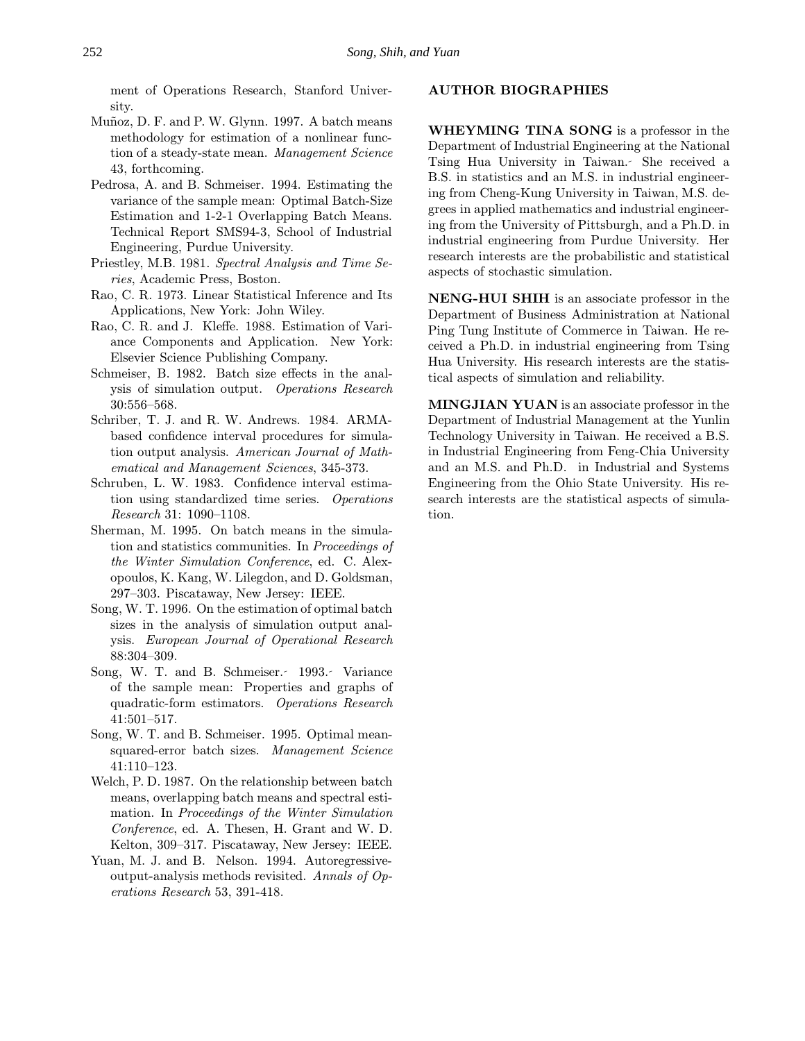ment of Operations Research, Stanford University.

Muñoz, D. F. and P. W. Glynn. 1997. A batch means methodology for estimation of a nonlinear function of a steady-state mean. *Management Science* 43, forthcoming.

Pedrosa, A. and B. Schmeiser. 1994. Estimating the variance of the sample mean: Optimal Batch-Size Estimation and 1-2-1 Overlapping Batch Means. Technical Report SMS94-3, School of Industrial Engineering, Purdue University.

Priestley, M.B. 1981. *Spectral Analysis and Time Series*, Academic Press, Boston.

Rao, C. R. 1973. Linear Statistical Inference and Its Applications, New York: John Wiley.

Rao, C. R. and J. Kleffe. 1988. Estimation of Variance Components and Application. New York: Elsevier Science Publishing Company.

Schmeiser, B. 1982. Batch size effects in the analysis of simulation output. *Operations Research* 30:556–568.

Schriber, T. J. and R. W. Andrews. 1984. ARMA-based confidence interval procedures for simulation output analysis. *American Journal of Mathematical and Management Sciences*, 345-373.

Schruben, L. W. 1983. Confidence interval estimation using standardized time series. *Operations Research* 31: 1090–1108.

Sherman, M. 1995. On batch means in the simulation and statistics communities. In *Proceedings of the Winter Simulation Conference*, ed. C. Alexopoulos, K. Kang, W. Lilegdon, and D. Goldsman, 297–303. Piscataway, New Jersey: IEEE.

Song, W. T. 1996. On the estimation of optimal batch sizes in the analysis of simulation output analysis. *European Journal of Operational Research* 88:304–309.

Song, W. T. and B. Schmeiser. 1993. Variance of the sample mean: Properties and graphs of quadratic-form estimators. *Operations Research* 41:501–517.

Song, W. T. and B. Schmeiser. 1995. Optimal mean-squared-error batch sizes. *Management Science* 41:110–123.

Welch, P. D. 1987. On the relationship between batch means, overlapping batch means and spectral estimation. In *Proceedings of the Winter Simulation Conference*, ed. A. Thesen, H. Grant and W. D. Kelton, 309–317. Piscataway, New Jersey: IEEE.

Yuan, M. J. and B. Nelson. 1994. Autoregressive-output-analysis methods revisited. *Annals of Operations Research* 53, 391-418.

## AUTHOR BIOGRAPHIES

**WHEYMING TINA SONG** is a professor in the Department of Industrial Engineering at the National Tsing Hua University in Taiwan. She received a B.S. in statistics and an M.S. in industrial engineering from Cheng-Kung University in Taiwan, M.S. degrees in applied mathematics and industrial engineering from the University of Pittsburgh, and a Ph.D. in industrial engineering from Purdue University. Her research interests are the probabilistic and statistical aspects of stochastic simulation.

**NENG-HUI SHIH** is an associate professor in the Department of Business Administration at National Ping Tung Institute of Commerce in Taiwan. He received a Ph.D. in industrial engineering from Tsing Hua University. His research interests are the statistical aspects of simulation and reliability.

**MINGJIAN YUAN** is an associate professor in the Department of Industrial Management at the Yunlin Technology University in Taiwan. He received a B.S. in Industrial Engineering from Feng-Chia University and an M.S. and Ph.D. in Industrial and Systems Engineering from the Ohio State University. His research interests are the statistical aspects of simulation.